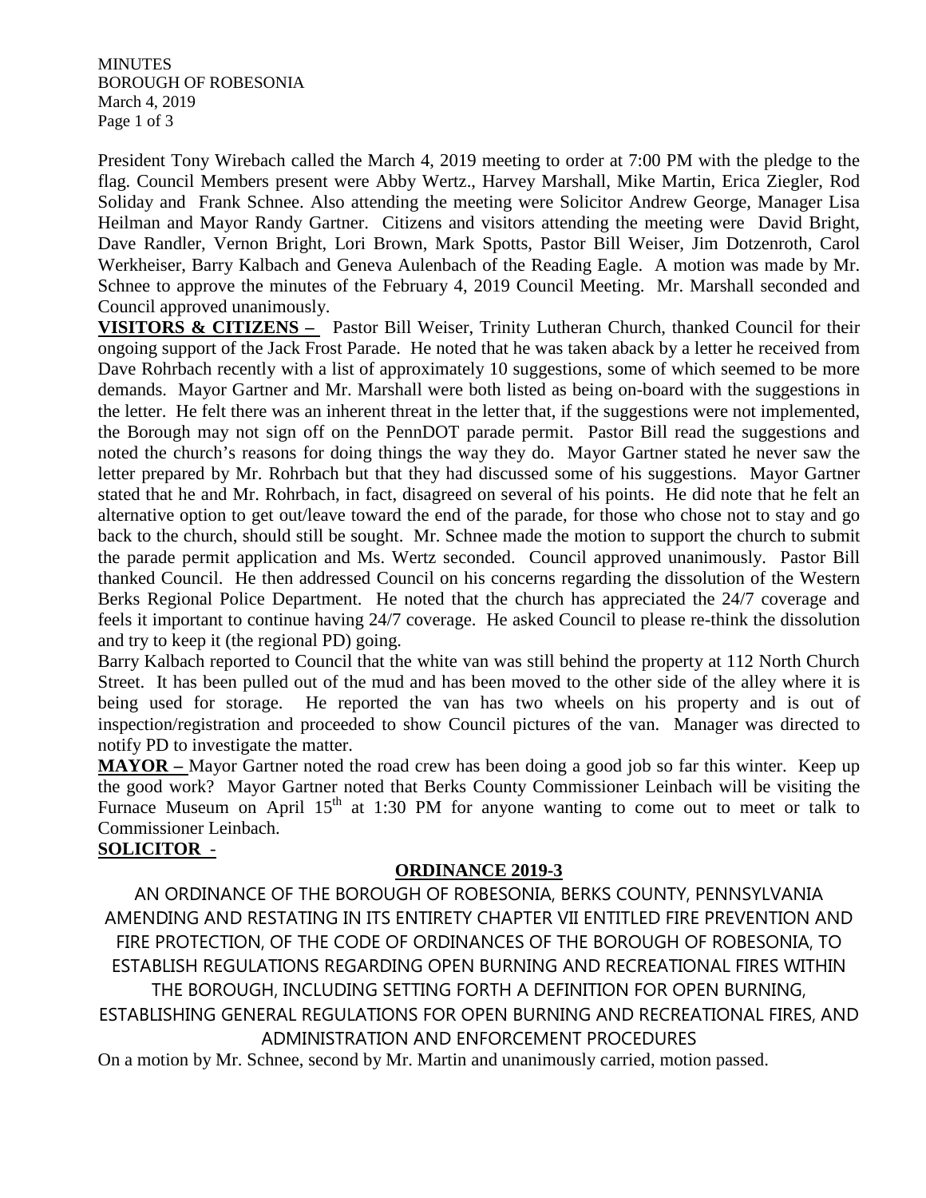MINUTES
BOROUGH OF ROBESONIA
March 4, 2019

President Tony Wirebach called the March 4, 2019 meeting to order at 7:00 PM with the pledge to the flag. Council Members present were Abby Wertz., Harvey Marshall, Mike Martin, Erica Ziegler, Rod Soliday and Frank Schnee. Also attending the meeting were Solicitor Andrew George, Manager Lisa Heilman and Mayor Randy Gartner. Citizens and visitors attending the meeting were David Bright, Dave Randler, Vernon Bright, Lori Brown, Mark Spotts, Pastor Bill Weiser, Jim Dotzenroth, Carol Werkheiser, Barry Kalbach and Geneva Aulenbach of the Reading Eagle. A motion was made by Mr. Schnee to approve the minutes of the February 4, 2019 Council Meeting. Mr. Marshall seconded and Council approved unanimously.

**VISITORS & CITIZENS –** Pastor Bill Weiser, Trinity Lutheran Church, thanked Council for their ongoing support of the Jack Frost Parade. He noted that he was taken aback by a letter he received from Dave Rohrbach recently with a list of approximately 10 suggestions, some of which seemed to be more demands. Mayor Gartner and Mr. Marshall were both listed as being on-board with the suggestions in the letter. He felt there was an inherent threat in the letter that, if the suggestions were not implemented, the Borough may not sign off on the PennDOT parade permit. Pastor Bill read the suggestions and noted the church's reasons for doing things the way they do. Mayor Gartner stated he never saw the letter prepared by Mr. Rohrbach but that they had discussed some of his suggestions. Mayor Gartner stated that he and Mr. Rohrbach, in fact, disagreed on several of his points. He did note that he felt an alternative option to get out/leave toward the end of the parade, for those who chose not to stay and go back to the church, should still be sought. Mr. Schnee made the motion to support the church to submit the parade permit application and Ms. Wertz seconded. Council approved unanimously. Pastor Bill thanked Council. He then addressed Council on his concerns regarding the dissolution of the Western Berks Regional Police Department. He noted that the church has appreciated the 24/7 coverage and feels it important to continue having 24/7 coverage. He asked Council to please re-think the dissolution and try to keep it (the regional PD) going.

Barry Kalbach reported to Council that the white van was still behind the property at 112 North Church Street. It has been pulled out of the mud and has been moved to the other side of the alley where it is being used for storage. He reported the van has two wheels on his property and is out of inspection/registration and proceeded to show Council pictures of the van. Manager was directed to notify PD to investigate the matter.

**MAYOR –** Mayor Gartner noted the road crew has been doing a good job so far this winter. Keep up the good work? Mayor Gartner noted that Berks County Commissioner Leinbach will be visiting the Furnace Museum on April 15th at 1:30 PM for anyone wanting to come out to meet or talk to Commissioner Leinbach.

**SOLICITOR -**

**ORDINANCE 2019-3**

AN ORDINANCE OF THE BOROUGH OF ROBESONIA, BERKS COUNTY, PENNSYLVANIA AMENDING AND RESTATING IN ITS ENTIRETY CHAPTER VII ENTITLED FIRE PREVENTION AND FIRE PROTECTION, OF THE CODE OF ORDINANCES OF THE BOROUGH OF ROBESONIA, TO ESTABLISH REGULATIONS REGARDING OPEN BURNING AND RECREATIONAL FIRES WITHIN THE BOROUGH, INCLUDING SETTING FORTH A DEFINITION FOR OPEN BURNING, ESTABLISHING GENERAL REGULATIONS FOR OPEN BURNING AND RECREATIONAL FIRES, AND ADMINISTRATION AND ENFORCEMENT PROCEDURES

On a motion by Mr. Schnee, second by Mr. Martin and unanimously carried, motion passed.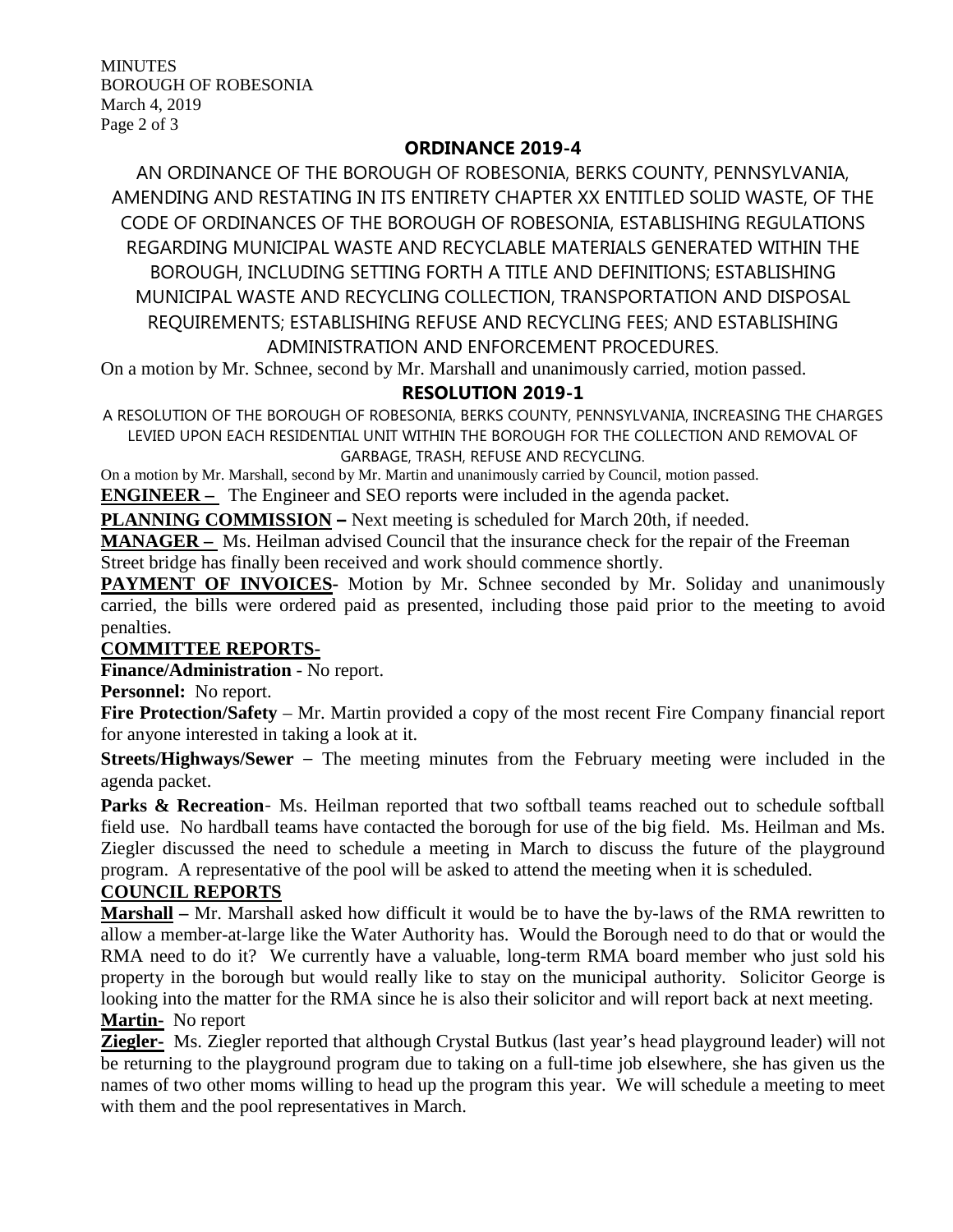## ORDINANCE 2019-4

AN ORDINANCE OF THE BOROUGH OF ROBESONIA, BERKS COUNTY, PENNSYLVANIA, AMENDING AND RESTATING IN ITS ENTIRETY CHAPTER XX ENTITLED SOLID WASTE, OF THE CODE OF ORDINANCES OF THE BOROUGH OF ROBESONIA, ESTABLISHING REGULATIONS REGARDING MUNICIPAL WASTE AND RECYCLABLE MATERIALS GENERATED WITHIN THE BOROUGH, INCLUDING SETTING FORTH A TITLE AND DEFINITIONS; ESTABLISHING MUNICIPAL WASTE AND RECYCLING COLLECTION, TRANSPORTATION AND DISPOSAL REQUIREMENTS; ESTABLISHING REFUSE AND RECYCLING FEES; AND ESTABLISHING ADMINISTRATION AND ENFORCEMENT PROCEDURES.

On a motion by Mr. Schnee, second by Mr. Marshall and unanimously carried, motion passed.

## RESOLUTION 2019-1

A RESOLUTION OF THE BOROUGH OF ROBESONIA, BERKS COUNTY, PENNSYLVANIA, INCREASING THE CHARGES LEVIED UPON EACH RESIDENTIAL UNIT WITHIN THE BOROUGH FOR THE COLLECTION AND REMOVAL OF GARBAGE, TRASH, REFUSE AND RECYCLING.

On a motion by Mr. Marshall, second by Mr. Martin and unanimously carried by Council, motion passed.

**ENGINEER –** The Engineer and SEO reports were included in the agenda packet.

**PLANNING COMMISSION –** Next meeting is scheduled for March 20th, if needed.

**MANAGER –** Ms. Heilman advised Council that the insurance check for the repair of the Freeman Street bridge has finally been received and work should commence shortly.

**PAYMENT OF INVOICES-** Motion by Mr. Schnee seconded by Mr. Soliday and unanimously carried, the bills were ordered paid as presented, including those paid prior to the meeting to avoid penalties.

**COMMITTEE REPORTS-**

**Finance/Administration** - No report.

**Personnel:** No report.

**Fire Protection/Safety** – Mr. Martin provided a copy of the most recent Fire Company financial report for anyone interested in taking a look at it.

**Streets/Highways/Sewer** – The meeting minutes from the February meeting were included in the agenda packet.

**Parks & Recreation**- Ms. Heilman reported that two softball teams reached out to schedule softball field use. No hardball teams have contacted the borough for use of the big field. Ms. Heilman and Ms. Ziegler discussed the need to schedule a meeting in March to discuss the future of the playground program. A representative of the pool will be asked to attend the meeting when it is scheduled.

**COUNCIL REPORTS**

**Marshall –** Mr. Marshall asked how difficult it would be to have the by-laws of the RMA rewritten to allow a member-at-large like the Water Authority has. Would the Borough need to do that or would the RMA need to do it? We currently have a valuable, long-term RMA board member who just sold his property in the borough but would really like to stay on the municipal authority. Solicitor George is looking into the matter for the RMA since he is also their solicitor and will report back at next meeting.

**Martin-** No report

**Ziegler-** Ms. Ziegler reported that although Crystal Butkus (last year's head playground leader) will not be returning to the playground program due to taking on a full-time job elsewhere, she has given us the names of two other moms willing to head up the program this year. We will schedule a meeting to meet with them and the pool representatives in March.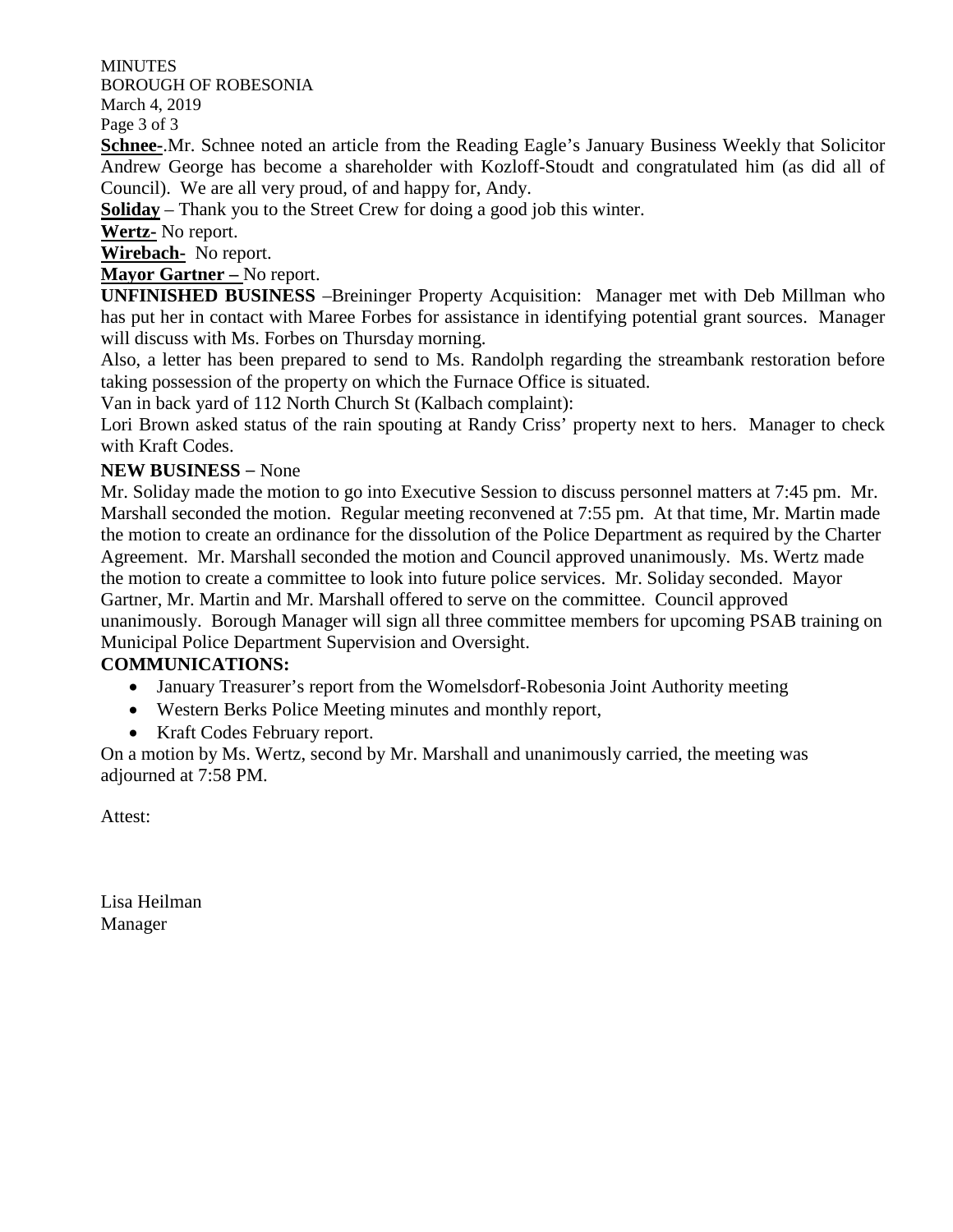**Schnee-**.Mr. Schnee noted an article from the Reading Eagle's January Business Weekly that Solicitor Andrew George has become a shareholder with Kozloff-Stoudt and congratulated him (as did all of Council). We are all very proud, of and happy for, Andy.

**Soliday** – Thank you to the Street Crew for doing a good job this winter.

**Wertz-** No report.

**Wirebach-** No report.

**Mayor Gartner –** No report.

**UNFINISHED BUSINESS** –Breininger Property Acquisition: Manager met with Deb Millman who has put her in contact with Maree Forbes for assistance in identifying potential grant sources. Manager will discuss with Ms. Forbes on Thursday morning.

Also, a letter has been prepared to send to Ms. Randolph regarding the streambank restoration before taking possession of the property on which the Furnace Office is situated.

Van in back yard of 112 North Church St (Kalbach complaint):

Lori Brown asked status of the rain spouting at Randy Criss' property next to hers. Manager to check with Kraft Codes.

**NEW BUSINESS** – None

Mr. Soliday made the motion to go into Executive Session to discuss personnel matters at 7:45 pm. Mr. Marshall seconded the motion. Regular meeting reconvened at 7:55 pm. At that time, Mr. Martin made the motion to create an ordinance for the dissolution of the Police Department as required by the Charter Agreement. Mr. Marshall seconded the motion and Council approved unanimously. Ms. Wertz made the motion to create a committee to look into future police services. Mr. Soliday seconded. Mayor Gartner, Mr. Martin and Mr. Marshall offered to serve on the committee. Council approved unanimously. Borough Manager will sign all three committee members for upcoming PSAB training on Municipal Police Department Supervision and Oversight.

**COMMUNICATIONS:**

- January Treasurer's report from the Womelsdorf-Robesonia Joint Authority meeting
- Western Berks Police Meeting minutes and monthly report,
- Kraft Codes February report.

On a motion by Ms. Wertz, second by Mr. Marshall and unanimously carried, the meeting was adjourned at 7:58 PM.

Attest:

Lisa Heilman
Manager